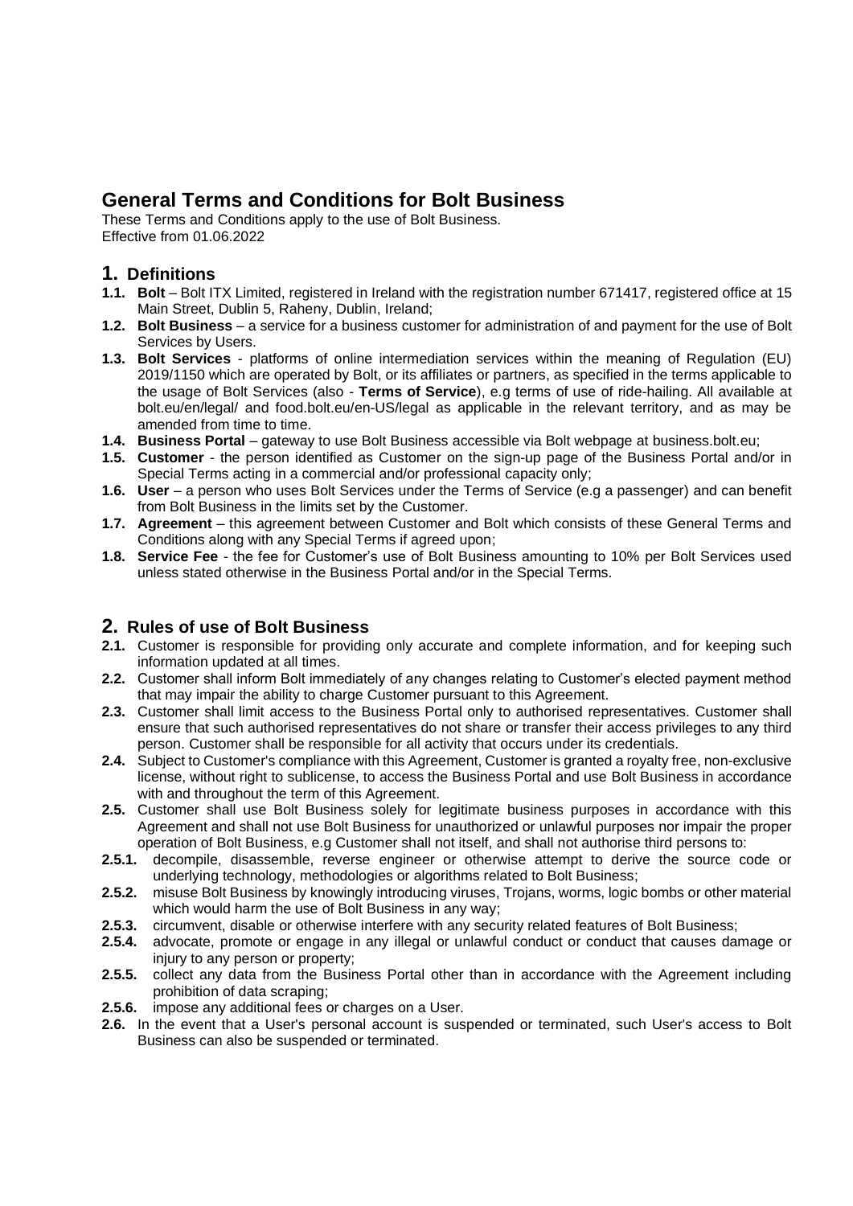# General Terms and Conditions for Bolt Business

These Terms and Conditions apply to the use of Bolt Business.
Effective from 01.06.2022

## 1. Definitions

**1.1.** **Bolt** – Bolt ITX Limited, registered in Ireland with the registration number 671417, registered office at 15 Main Street, Dublin 5, Raheny, Dublin, Ireland;

**1.2.** **Bolt Business** – a service for a business customer for administration of and payment for the use of Bolt Services by Users.

**1.3.** **Bolt Services** - platforms of online intermediation services within the meaning of Regulation (EU) 2019/1150 which are operated by Bolt, or its affiliates or partners, as specified in the terms applicable to the usage of Bolt Services (also - **Terms of Service**), e.g terms of use of ride-hailing. All available at bolt.eu/en/legal/ and food.bolt.eu/en-US/legal as applicable in the relevant territory, and as may be amended from time to time.

**1.4.** **Business Portal** – gateway to use Bolt Business accessible via Bolt webpage at business.bolt.eu;

**1.5.** **Customer** - the person identified as Customer on the sign-up page of the Business Portal and/or in Special Terms acting in a commercial and/or professional capacity only;

**1.6.** **User** – a person who uses Bolt Services under the Terms of Service (e.g a passenger) and can benefit from Bolt Business in the limits set by the Customer.

**1.7.** **Agreement** – this agreement between Customer and Bolt which consists of these General Terms and Conditions along with any Special Terms if agreed upon;

**1.8.** **Service Fee** - the fee for Customer's use of Bolt Business amounting to 10% per Bolt Services used unless stated otherwise in the Business Portal and/or in the Special Terms.

## 2. Rules of use of Bolt Business

**2.1.** Customer is responsible for providing only accurate and complete information, and for keeping such information updated at all times.

**2.2.** Customer shall inform Bolt immediately of any changes relating to Customer's elected payment method that may impair the ability to charge Customer pursuant to this Agreement.

**2.3.** Customer shall limit access to the Business Portal only to authorised representatives. Customer shall ensure that such authorised representatives do not share or transfer their access privileges to any third person. Customer shall be responsible for all activity that occurs under its credentials.

**2.4.** Subject to Customer's compliance with this Agreement, Customer is granted a royalty free, non-exclusive license, without right to sublicense, to access the Business Portal and use Bolt Business in accordance with and throughout the term of this Agreement.

**2.5.** Customer shall use Bolt Business solely for legitimate business purposes in accordance with this Agreement and shall not use Bolt Business for unauthorized or unlawful purposes nor impair the proper operation of Bolt Business, e.g Customer shall not itself, and shall not authorise third persons to:

**2.5.1.** decompile, disassemble, reverse engineer or otherwise attempt to derive the source code or underlying technology, methodologies or algorithms related to Bolt Business;

**2.5.2.** misuse Bolt Business by knowingly introducing viruses, Trojans, worms, logic bombs or other material which would harm the use of Bolt Business in any way;

**2.5.3.** circumvent, disable or otherwise interfere with any security related features of Bolt Business;

**2.5.4.** advocate, promote or engage in any illegal or unlawful conduct or conduct that causes damage or injury to any person or property;

**2.5.5.** collect any data from the Business Portal other than in accordance with the Agreement including prohibition of data scraping;

**2.5.6.** impose any additional fees or charges on a User.

**2.6.** In the event that a User's personal account is suspended or terminated, such User's access to Bolt Business can also be suspended or terminated.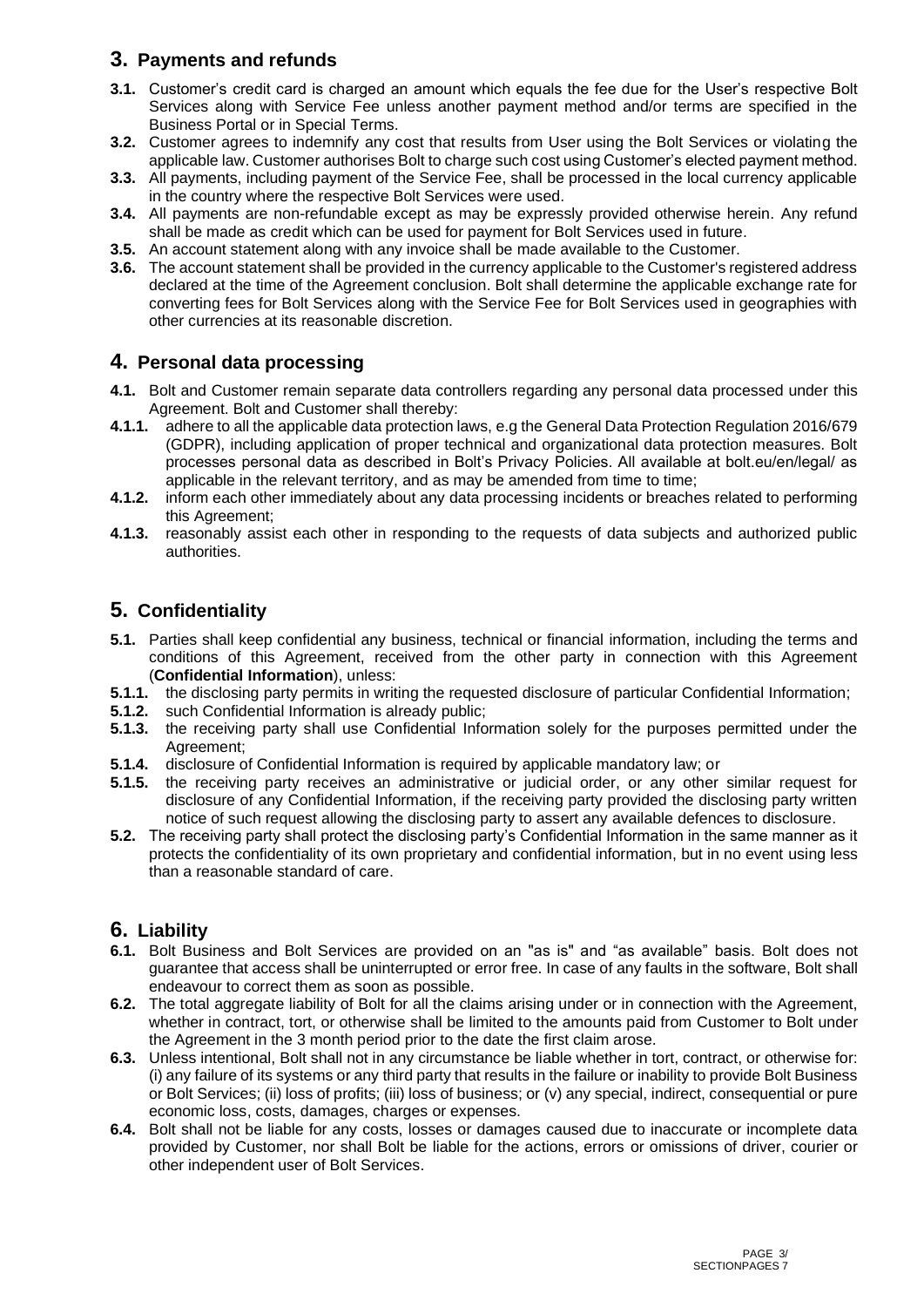## 3. Payments and refunds

**3.1.** Customer's credit card is charged an amount which equals the fee due for the User's respective Bolt Services along with Service Fee unless another payment method and/or terms are specified in the Business Portal or in Special Terms.

**3.2.** Customer agrees to indemnify any cost that results from User using the Bolt Services or violating the applicable law. Customer authorises Bolt to charge such cost using Customer's elected payment method.

**3.3.** All payments, including payment of the Service Fee, shall be processed in the local currency applicable in the country where the respective Bolt Services were used.

**3.4.** All payments are non-refundable except as may be expressly provided otherwise herein. Any refund shall be made as credit which can be used for payment for Bolt Services used in future.

**3.5.** An account statement along with any invoice shall be made available to the Customer.

**3.6.** The account statement shall be provided in the currency applicable to the Customer's registered address declared at the time of the Agreement conclusion. Bolt shall determine the applicable exchange rate for converting fees for Bolt Services along with the Service Fee for Bolt Services used in geographies with other currencies at its reasonable discretion.

## 4. Personal data processing

**4.1.** Bolt and Customer remain separate data controllers regarding any personal data processed under this Agreement. Bolt and Customer shall thereby:

**4.1.1.** adhere to all the applicable data protection laws, e.g the General Data Protection Regulation 2016/679 (GDPR), including application of proper technical and organizational data protection measures. Bolt processes personal data as described in Bolt's Privacy Policies. All available at bolt.eu/en/legal/ as applicable in the relevant territory, and as may be amended from time to time;

**4.1.2.** inform each other immediately about any data processing incidents or breaches related to performing this Agreement;

**4.1.3.** reasonably assist each other in responding to the requests of data subjects and authorized public authorities.

## 5. Confidentiality

**5.1.** Parties shall keep confidential any business, technical or financial information, including the terms and conditions of this Agreement, received from the other party in connection with this Agreement (**Confidential Information**), unless:

**5.1.1.** the disclosing party permits in writing the requested disclosure of particular Confidential Information;

**5.1.2.** such Confidential Information is already public;

**5.1.3.** the receiving party shall use Confidential Information solely for the purposes permitted under the Agreement;

**5.1.4.** disclosure of Confidential Information is required by applicable mandatory law; or

**5.1.5.** the receiving party receives an administrative or judicial order, or any other similar request for disclosure of any Confidential Information, if the receiving party provided the disclosing party written notice of such request allowing the disclosing party to assert any available defences to disclosure.

**5.2.** The receiving party shall protect the disclosing party's Confidential Information in the same manner as it protects the confidentiality of its own proprietary and confidential information, but in no event using less than a reasonable standard of care.

## 6. Liability

**6.1.** Bolt Business and Bolt Services are provided on an "as is" and "as available" basis. Bolt does not guarantee that access shall be uninterrupted or error free. In case of any faults in the software, Bolt shall endeavour to correct them as soon as possible.

**6.2.** The total aggregate liability of Bolt for all the claims arising under or in connection with the Agreement, whether in contract, tort, or otherwise shall be limited to the amounts paid from Customer to Bolt under the Agreement in the 3 month period prior to the date the first claim arose.

**6.3.** Unless intentional, Bolt shall not in any circumstance be liable whether in tort, contract, or otherwise for: (i) any failure of its systems or any third party that results in the failure or inability to provide Bolt Business or Bolt Services; (ii) loss of profits; (iii) loss of business; or (v) any special, indirect, consequential or pure economic loss, costs, damages, charges or expenses.

**6.4.** Bolt shall not be liable for any costs, losses or damages caused due to inaccurate or incomplete data provided by Customer, nor shall Bolt be liable for the actions, errors or omissions of driver, courier or other independent user of Bolt Services.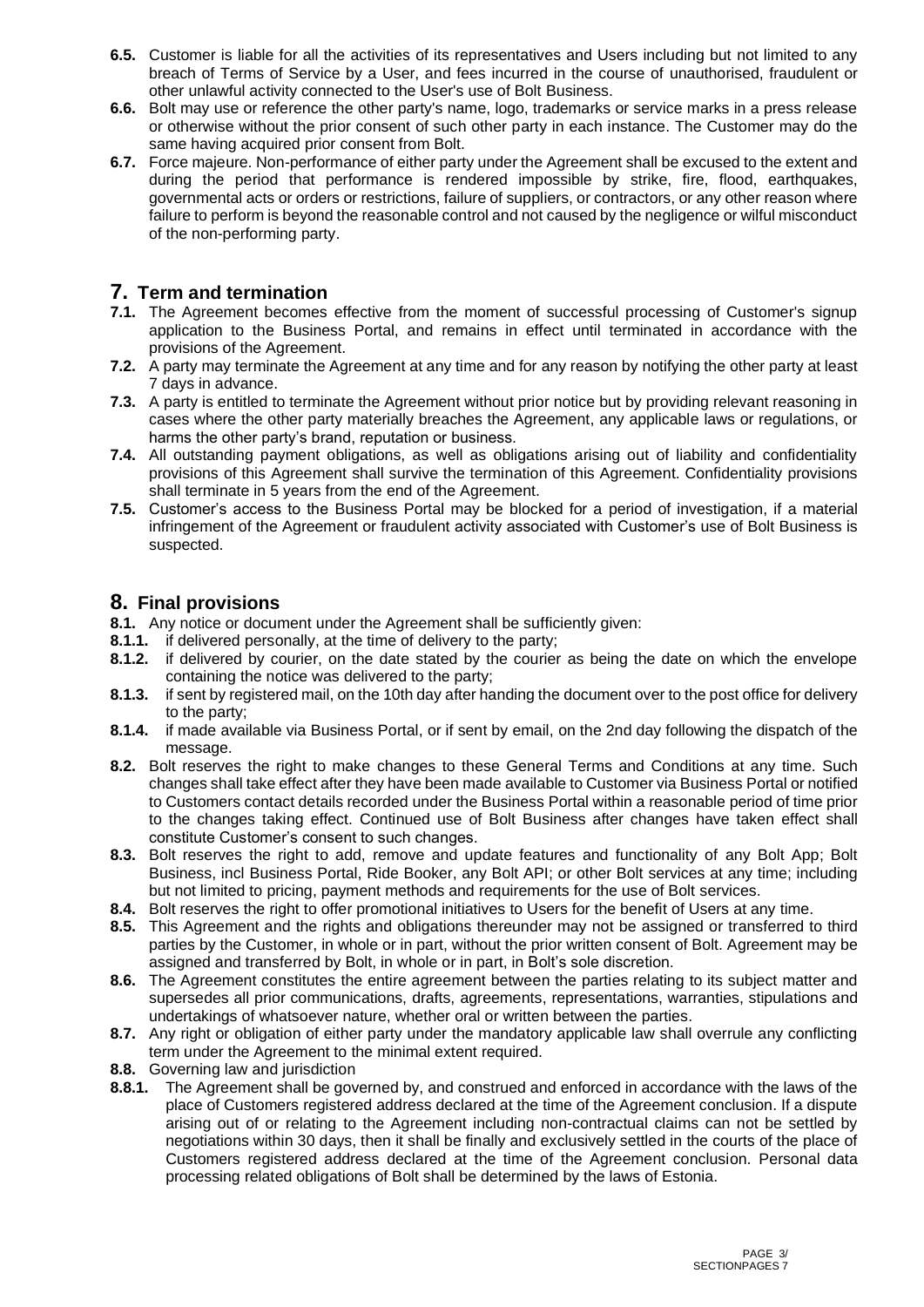**6.5.** Customer is liable for all the activities of its representatives and Users including but not limited to any breach of Terms of Service by a User, and fees incurred in the course of unauthorised, fraudulent or other unlawful activity connected to the User's use of Bolt Business.

**6.6.** Bolt may use or reference the other party's name, logo, trademarks or service marks in a press release or otherwise without the prior consent of such other party in each instance. The Customer may do the same having acquired prior consent from Bolt.

**6.7.** Force majeure. Non-performance of either party under the Agreement shall be excused to the extent and during the period that performance is rendered impossible by strike, fire, flood, earthquakes, governmental acts or orders or restrictions, failure of suppliers, or contractors, or any other reason where failure to perform is beyond the reasonable control and not caused by the negligence or wilful misconduct of the non-performing party.

## 7. Term and termination

**7.1.** The Agreement becomes effective from the moment of successful processing of Customer's signup application to the Business Portal, and remains in effect until terminated in accordance with the provisions of the Agreement.

**7.2.** A party may terminate the Agreement at any time and for any reason by notifying the other party at least 7 days in advance.

**7.3.** A party is entitled to terminate the Agreement without prior notice but by providing relevant reasoning in cases where the other party materially breaches the Agreement, any applicable laws or regulations, or harms the other party's brand, reputation or business.

**7.4.** All outstanding payment obligations, as well as obligations arising out of liability and confidentiality provisions of this Agreement shall survive the termination of this Agreement. Confidentiality provisions shall terminate in 5 years from the end of the Agreement.

**7.5.** Customer's access to the Business Portal may be blocked for a period of investigation, if a material infringement of the Agreement or fraudulent activity associated with Customer's use of Bolt Business is suspected.

## 8. Final provisions

**8.1.** Any notice or document under the Agreement shall be sufficiently given:

**8.1.1.** if delivered personally, at the time of delivery to the party;

**8.1.2.** if delivered by courier, on the date stated by the courier as being the date on which the envelope containing the notice was delivered to the party;

**8.1.3.** if sent by registered mail, on the 10th day after handing the document over to the post office for delivery to the party;

**8.1.4.** if made available via Business Portal, or if sent by email, on the 2nd day following the dispatch of the message.

**8.2.** Bolt reserves the right to make changes to these General Terms and Conditions at any time. Such changes shall take effect after they have been made available to Customer via Business Portal or notified to Customers contact details recorded under the Business Portal within a reasonable period of time prior to the changes taking effect. Continued use of Bolt Business after changes have taken effect shall constitute Customer's consent to such changes.

**8.3.** Bolt reserves the right to add, remove and update features and functionality of any Bolt App; Bolt Business, incl Business Portal, Ride Booker, any Bolt API; or other Bolt services at any time; including but not limited to pricing, payment methods and requirements for the use of Bolt services.

**8.4.** Bolt reserves the right to offer promotional initiatives to Users for the benefit of Users at any time.

**8.5.** This Agreement and the rights and obligations thereunder may not be assigned or transferred to third parties by the Customer, in whole or in part, without the prior written consent of Bolt. Agreement may be assigned and transferred by Bolt, in whole or in part, in Bolt's sole discretion.

**8.6.** The Agreement constitutes the entire agreement between the parties relating to its subject matter and supersedes all prior communications, drafts, agreements, representations, warranties, stipulations and undertakings of whatsoever nature, whether oral or written between the parties.

**8.7.** Any right or obligation of either party under the mandatory applicable law shall overrule any conflicting term under the Agreement to the minimal extent required.

**8.8.** Governing law and jurisdiction

**8.8.1.** The Agreement shall be governed by, and construed and enforced in accordance with the laws of the place of Customers registered address declared at the time of the Agreement conclusion. If a dispute arising out of or relating to the Agreement including non-contractual claims can not be settled by negotiations within 30 days, then it shall be finally and exclusively settled in the courts of the place of Customers registered address declared at the time of the Agreement conclusion. Personal data processing related obligations of Bolt shall be determined by the laws of Estonia.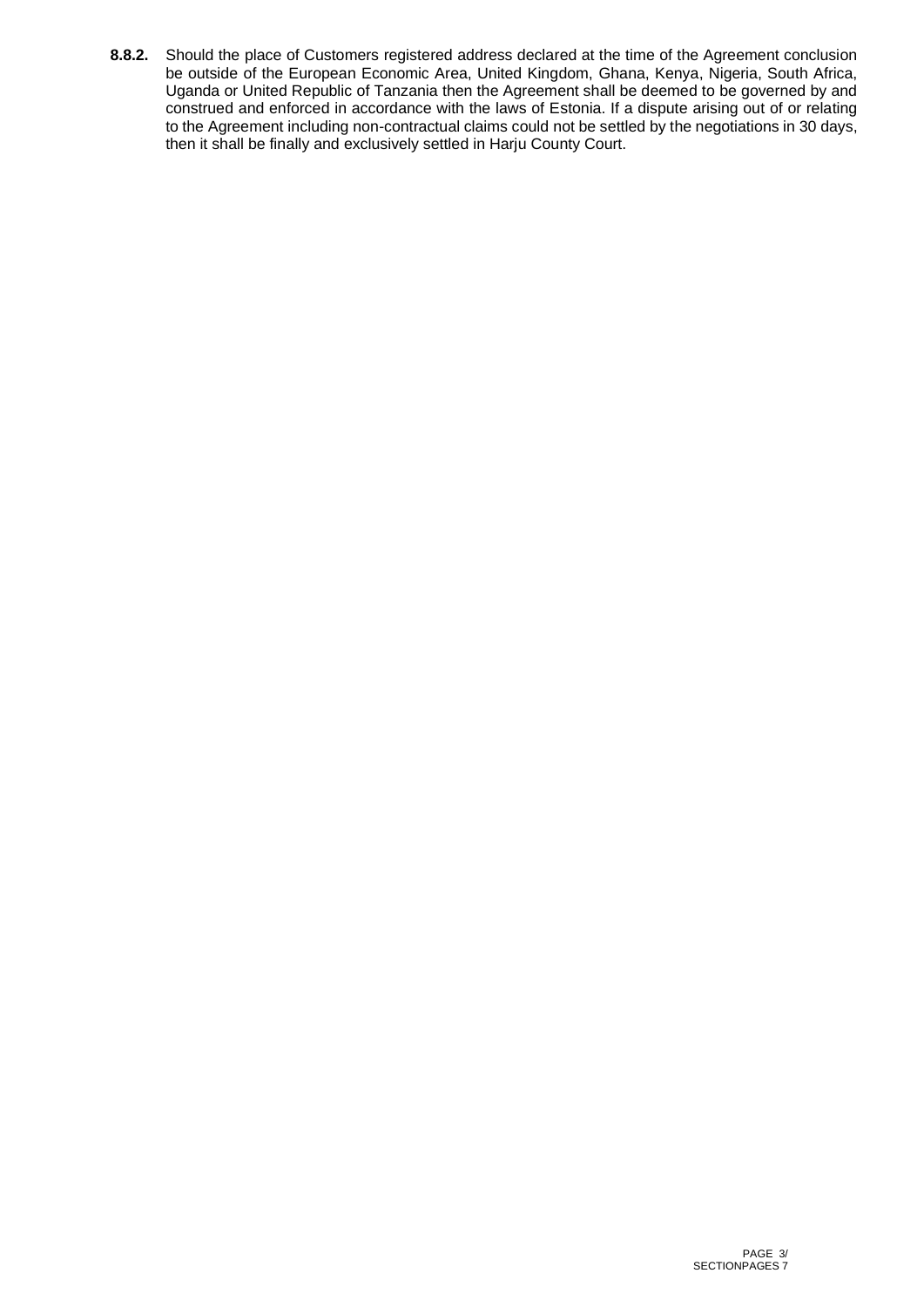**8.8.2.** Should the place of Customers registered address declared at the time of the Agreement conclusion be outside of the European Economic Area, United Kingdom, Ghana, Kenya, Nigeria, South Africa, Uganda or United Republic of Tanzania then the Agreement shall be deemed to be governed by and construed and enforced in accordance with the laws of Estonia. If a dispute arising out of or relating to the Agreement including non-contractual claims could not be settled by the negotiations in 30 days, then it shall be finally and exclusively settled in Harju County Court.